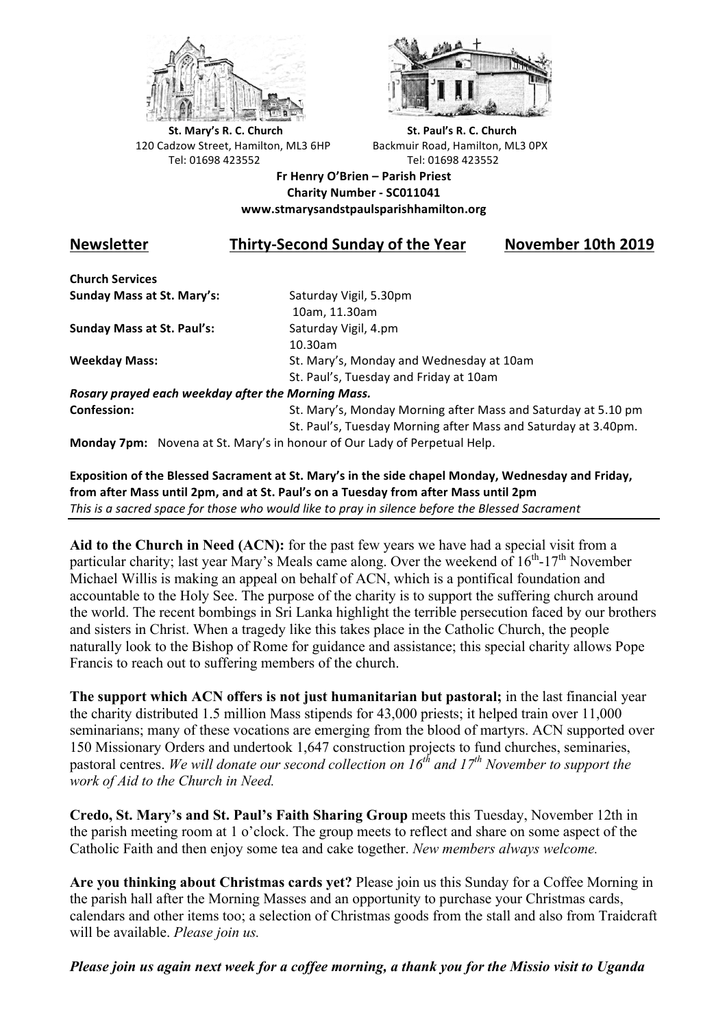**St. Mary's R. C. Church**
120 Cadzow Street, Hamilton, ML3 6HP
Tel: 01698 423552

**St. Paul's R. C. Church**
Backmuir Road, Hamilton, ML3 0PX
Tel: 01698 423552

**Fr Henry O'Brien – Parish Priest**
**Charity Number - SC011041**
**www.stmarysandstpaulsparishhamilton.org**

## Newsletter — Thirty-Second Sunday of the Year — November 10th 2019

**Church Services**

| | |
|---|---|
| **Sunday Mass at St. Mary's:** | Saturday Vigil, 5.30pm<br>10am, 11.30am |
| **Sunday Mass at St. Paul's:** | Saturday Vigil, 4.pm<br>10.30am |
| **Weekday Mass:** | St. Mary's, Monday and Wednesday at 10am<br>St. Paul's, Tuesday and Friday at 10am |

***Rosary prayed each weekday after the Morning Mass.***

| | |
|---|---|
| **Confession:** | St. Mary's, Monday Morning after Mass and Saturday at 5.10 pm<br>St. Paul's, Tuesday Morning after Mass and Saturday at 3.40pm. |

**Monday 7pm:** Novena at St. Mary's in honour of Our Lady of Perpetual Help.

**Exposition of the Blessed Sacrament at St. Mary's in the side chapel Monday, Wednesday and Friday, from after Mass until 2pm, and at St. Paul's on a Tuesday from after Mass until 2pm**
*This is a sacred space for those who would like to pray in silence before the Blessed Sacrament*

---

**Aid to the Church in Need (ACN):** for the past few years we have had a special visit from a particular charity; last year Mary's Meals came along. Over the weekend of 16th-17th November Michael Willis is making an appeal on behalf of ACN, which is a pontifical foundation and accountable to the Holy See. The purpose of the charity is to support the suffering church around the world. The recent bombings in Sri Lanka highlight the terrible persecution faced by our brothers and sisters in Christ. When a tragedy like this takes place in the Catholic Church, the people naturally look to the Bishop of Rome for guidance and assistance; this special charity allows Pope Francis to reach out to suffering members of the church.

**The support which ACN offers is not just humanitarian but pastoral;** in the last financial year the charity distributed 1.5 million Mass stipends for 43,000 priests; it helped train over 11,000 seminarians; many of these vocations are emerging from the blood of martyrs. ACN supported over 150 Missionary Orders and undertook 1,647 construction projects to fund churches, seminaries, pastoral centres. *We will donate our second collection on 16th and 17th November to support the work of Aid to the Church in Need.*

**Credo, St. Mary's and St. Paul's Faith Sharing Group** meets this Tuesday, November 12th in the parish meeting room at 1 o'clock. The group meets to reflect and share on some aspect of the Catholic Faith and then enjoy some tea and cake together. *New members always welcome.*

**Are you thinking about Christmas cards yet?** Please join us this Sunday for a Coffee Morning in the parish hall after the Morning Masses and an opportunity to purchase your Christmas cards, calendars and other items too; a selection of Christmas goods from the stall and also from Traidcraft will be available. *Please join us.*

***Please join us again next week for a coffee morning, a thank you for the Missio visit to Uganda***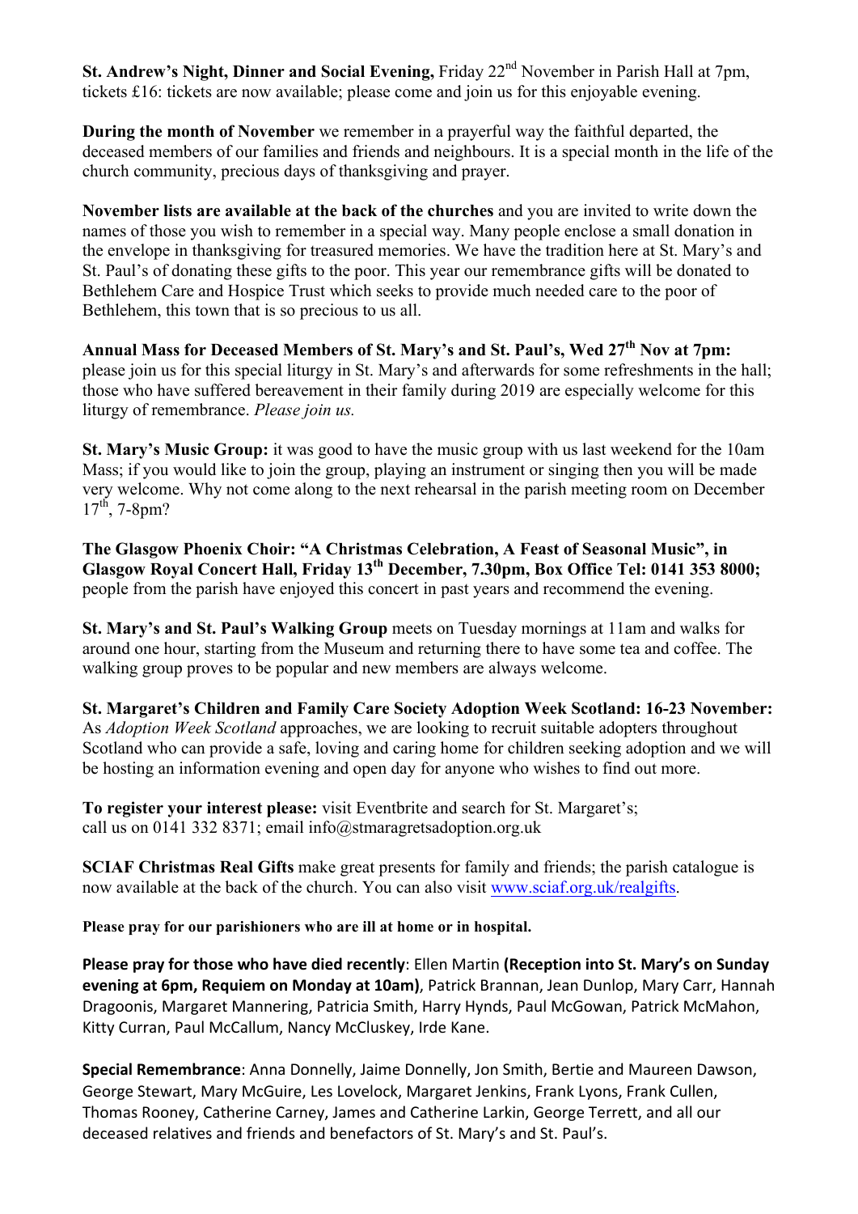**St. Andrew's Night, Dinner and Social Evening,** Friday 22nd November in Parish Hall at 7pm, tickets £16: tickets are now available; please come and join us for this enjoyable evening.

**During the month of November** we remember in a prayerful way the faithful departed, the deceased members of our families and friends and neighbours. It is a special month in the life of the church community, precious days of thanksgiving and prayer.

**November lists are available at the back of the churches** and you are invited to write down the names of those you wish to remember in a special way. Many people enclose a small donation in the envelope in thanksgiving for treasured memories. We have the tradition here at St. Mary's and St. Paul's of donating these gifts to the poor. This year our remembrance gifts will be donated to Bethlehem Care and Hospice Trust which seeks to provide much needed care to the poor of Bethlehem, this town that is so precious to us all.

**Annual Mass for Deceased Members of St. Mary's and St. Paul's, Wed 27th Nov at 7pm:** please join us for this special liturgy in St. Mary's and afterwards for some refreshments in the hall; those who have suffered bereavement in their family during 2019 are especially welcome for this liturgy of remembrance. *Please join us.*

**St. Mary's Music Group:** it was good to have the music group with us last weekend for the 10am Mass; if you would like to join the group, playing an instrument or singing then you will be made very welcome. Why not come along to the next rehearsal in the parish meeting room on December 17th, 7-8pm?

**The Glasgow Phoenix Choir: "A Christmas Celebration, A Feast of Seasonal Music", in Glasgow Royal Concert Hall, Friday 13th December, 7.30pm, Box Office Tel: 0141 353 8000;** people from the parish have enjoyed this concert in past years and recommend the evening.

**St. Mary's and St. Paul's Walking Group** meets on Tuesday mornings at 11am and walks for around one hour, starting from the Museum and returning there to have some tea and coffee. The walking group proves to be popular and new members are always welcome.

**St. Margaret's Children and Family Care Society Adoption Week Scotland: 16-23 November:** As *Adoption Week Scotland* approaches, we are looking to recruit suitable adopters throughout Scotland who can provide a safe, loving and caring home for children seeking adoption and we will be hosting an information evening and open day for anyone who wishes to find out more.

**To register your interest please:** visit Eventbrite and search for St. Margaret's; call us on 0141 332 8371; email info@stmaragretsadoption.org.uk

**SCIAF Christmas Real Gifts** make great presents for family and friends; the parish catalogue is now available at the back of the church. You can also visit www.sciaf.org.uk/realgifts.

**Please pray for our parishioners who are ill at home or in hospital.**

**Please pray for those who have died recently**: Ellen Martin **(Reception into St. Mary's on Sunday evening at 6pm, Requiem on Monday at 10am)**, Patrick Brannan, Jean Dunlop, Mary Carr, Hannah Dragoonis, Margaret Mannering, Patricia Smith, Harry Hynds, Paul McGowan, Patrick McMahon, Kitty Curran, Paul McCallum, Nancy McCluskey, Irde Kane.

**Special Remembrance**: Anna Donnelly, Jaime Donnelly, Jon Smith, Bertie and Maureen Dawson, George Stewart, Mary McGuire, Les Lovelock, Margaret Jenkins, Frank Lyons, Frank Cullen, Thomas Rooney, Catherine Carney, James and Catherine Larkin, George Terrett, and all our deceased relatives and friends and benefactors of St. Mary's and St. Paul's.